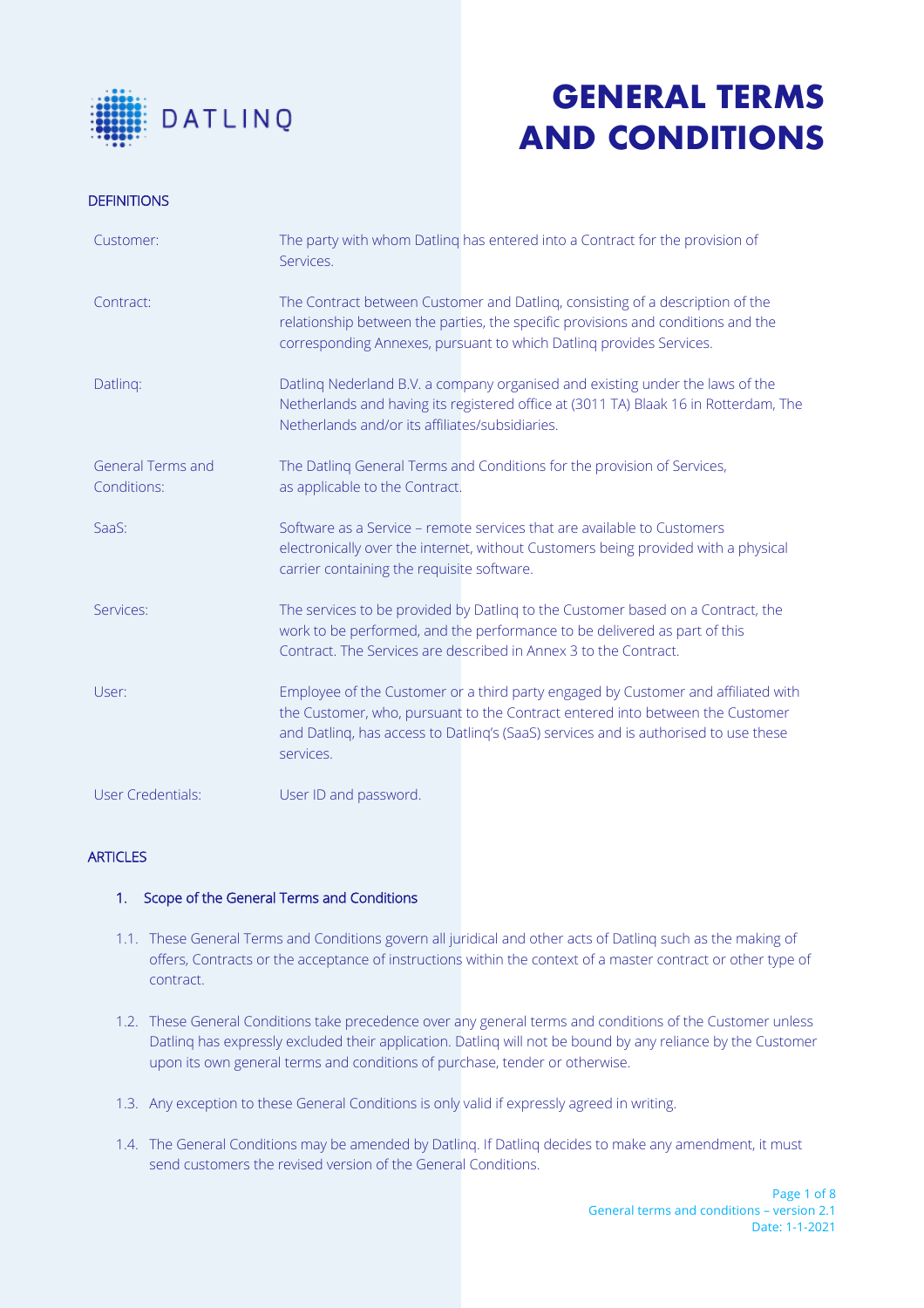# GENERAL TERMS AND CONDITIONS

## DEFINITIONS

| | |
|---|---|
| Customer: | The party with whom Datlinq has entered into a Contract for the provision of Services. |
| Contract: | The Contract between Customer and Datlinq, consisting of a description of the relationship between the parties, the specific provisions and conditions and the corresponding Annexes, pursuant to which Datlinq provides Services. |
| Datlinq: | Datlinq Nederland B.V. a company organised and existing under the laws of the Netherlands and having its registered office at (3011 TA) Blaak 16 in Rotterdam, The Netherlands and/or its affiliates/subsidiaries. |
| General Terms and Conditions: | The Datlinq General Terms and Conditions for the provision of Services, as applicable to the Contract. |
| SaaS: | Software as a Service – remote services that are available to Customers electronically over the internet, without Customers being provided with a physical carrier containing the requisite software. |
| Services: | The services to be provided by Datlinq to the Customer based on a Contract, the work to be performed, and the performance to be delivered as part of this Contract. The Services are described in Annex 3 to the Contract. |
| User: | Employee of the Customer or a third party engaged by Customer and affiliated with the Customer, who, pursuant to the Contract entered into between the Customer and Datlinq, has access to Datlinq's (SaaS) services and is authorised to use these services. |
| User Credentials: | User ID and password. |

## ARTICLES

### 1. Scope of the General Terms and Conditions

1.1. These General Terms and Conditions govern all juridical and other acts of Datlinq such as the making of offers, Contracts or the acceptance of instructions within the context of a master contract or other type of contract.

1.2. These General Conditions take precedence over any general terms and conditions of the Customer unless Datlinq has expressly excluded their application. Datlinq will not be bound by any reliance by the Customer upon its own general terms and conditions of purchase, tender or otherwise.

1.3. Any exception to these General Conditions is only valid if expressly agreed in writing.

1.4. The General Conditions may be amended by Datlinq. If Datlinq decides to make any amendment, it must send customers the revised version of the General Conditions.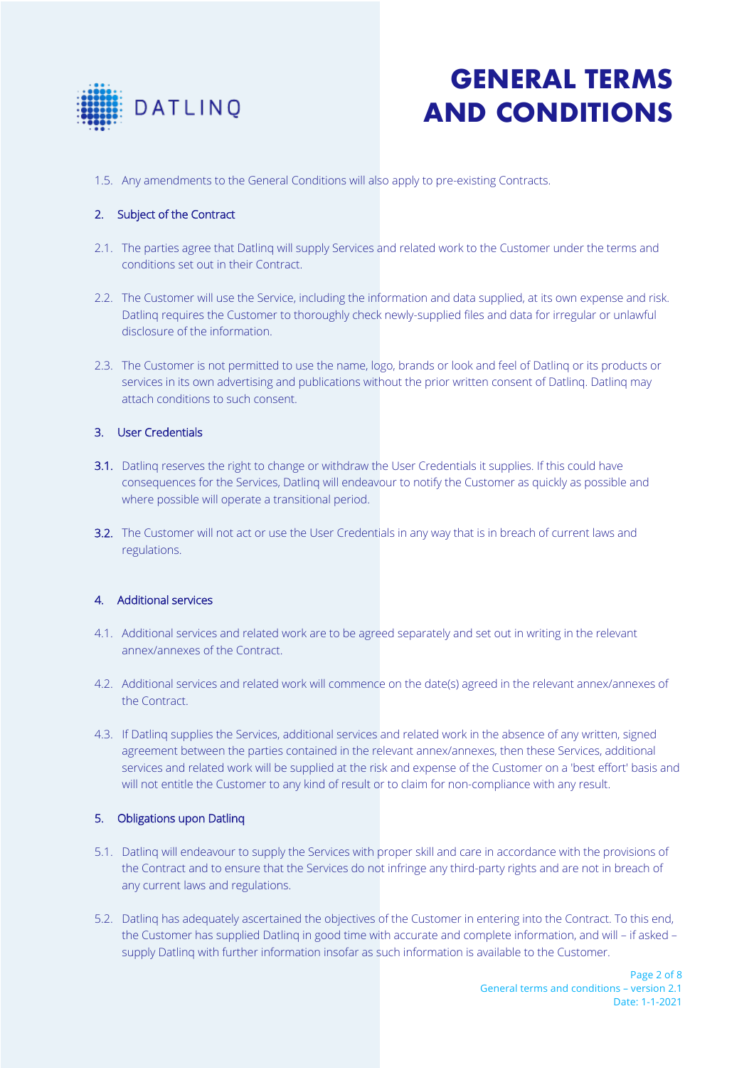1.5. Any amendments to the General Conditions will also apply to pre-existing Contracts.

## 2. Subject of the Contract

2.1. The parties agree that Datlinq will supply Services and related work to the Customer under the terms and conditions set out in their Contract.

2.2. The Customer will use the Service, including the information and data supplied, at its own expense and risk. Datlinq requires the Customer to thoroughly check newly-supplied files and data for irregular or unlawful disclosure of the information.

2.3. The Customer is not permitted to use the name, logo, brands or look and feel of Datlinq or its products or services in its own advertising and publications without the prior written consent of Datlinq. Datlinq may attach conditions to such consent.

## 3. User Credentials

**3.1.** Datlinq reserves the right to change or withdraw the User Credentials it supplies. If this could have consequences for the Services, Datlinq will endeavour to notify the Customer as quickly as possible and where possible will operate a transitional period.

**3.2.** The Customer will not act or use the User Credentials in any way that is in breach of current laws and regulations.

## 4. Additional services

4.1. Additional services and related work are to be agreed separately and set out in writing in the relevant annex/annexes of the Contract.

4.2. Additional services and related work will commence on the date(s) agreed in the relevant annex/annexes of the Contract.

4.3. If Datlinq supplies the Services, additional services and related work in the absence of any written, signed agreement between the parties contained in the relevant annex/annexes, then these Services, additional services and related work will be supplied at the risk and expense of the Customer on a 'best effort' basis and will not entitle the Customer to any kind of result or to claim for non-compliance with any result.

## 5. Obligations upon Datlinq

5.1. Datlinq will endeavour to supply the Services with proper skill and care in accordance with the provisions of the Contract and to ensure that the Services do not infringe any third-party rights and are not in breach of any current laws and regulations.

5.2. Datlinq has adequately ascertained the objectives of the Customer in entering into the Contract. To this end, the Customer has supplied Datlinq in good time with accurate and complete information, and will – if asked – supply Datlinq with further information insofar as such information is available to the Customer.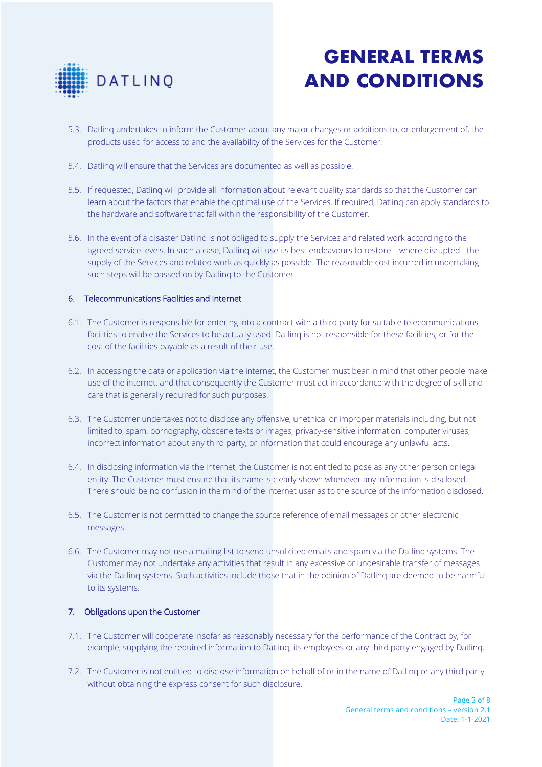5.3. Datlinq undertakes to inform the Customer about any major changes or additions to, or enlargement of, the products used for access to and the availability of the Services for the Customer.

5.4. Datlinq will ensure that the Services are documented as well as possible.

5.5. If requested, Datlinq will provide all information about relevant quality standards so that the Customer can learn about the factors that enable the optimal use of the Services. If required, Datlinq can apply standards to the hardware and software that fall within the responsibility of the Customer.

5.6. In the event of a disaster Datlinq is not obliged to supply the Services and related work according to the agreed service levels. In such a case, Datlinq will use its best endeavours to restore – where disrupted - the supply of the Services and related work as quickly as possible. The reasonable cost incurred in undertaking such steps will be passed on by Datlinq to the Customer.

## 6. Telecommunications Facilities and Internet

6.1. The Customer is responsible for entering into a contract with a third party for suitable telecommunications facilities to enable the Services to be actually used. Datlinq is not responsible for these facilities, or for the cost of the facilities payable as a result of their use.

6.2. In accessing the data or application via the internet, the Customer must bear in mind that other people make use of the internet, and that consequently the Customer must act in accordance with the degree of skill and care that is generally required for such purposes.

6.3. The Customer undertakes not to disclose any offensive, unethical or improper materials including, but not limited to, spam, pornography, obscene texts or images, privacy-sensitive information, computer viruses, incorrect information about any third party, or information that could encourage any unlawful acts.

6.4. In disclosing information via the internet, the Customer is not entitled to pose as any other person or legal entity. The Customer must ensure that its name is clearly shown whenever any information is disclosed. There should be no confusion in the mind of the internet user as to the source of the information disclosed.

6.5. The Customer is not permitted to change the source reference of email messages or other electronic messages.

6.6. The Customer may not use a mailing list to send unsolicited emails and spam via the Datlinq systems. The Customer may not undertake any activities that result in any excessive or undesirable transfer of messages via the Datlinq systems. Such activities include those that in the opinion of Datlinq are deemed to be harmful to its systems.

## 7. Obligations upon the Customer

7.1. The Customer will cooperate insofar as reasonably necessary for the performance of the Contract by, for example, supplying the required information to Datlinq, its employees or any third party engaged by Datlinq.

7.2. The Customer is not entitled to disclose information on behalf of or in the name of Datlinq or any third party without obtaining the express consent for such disclosure.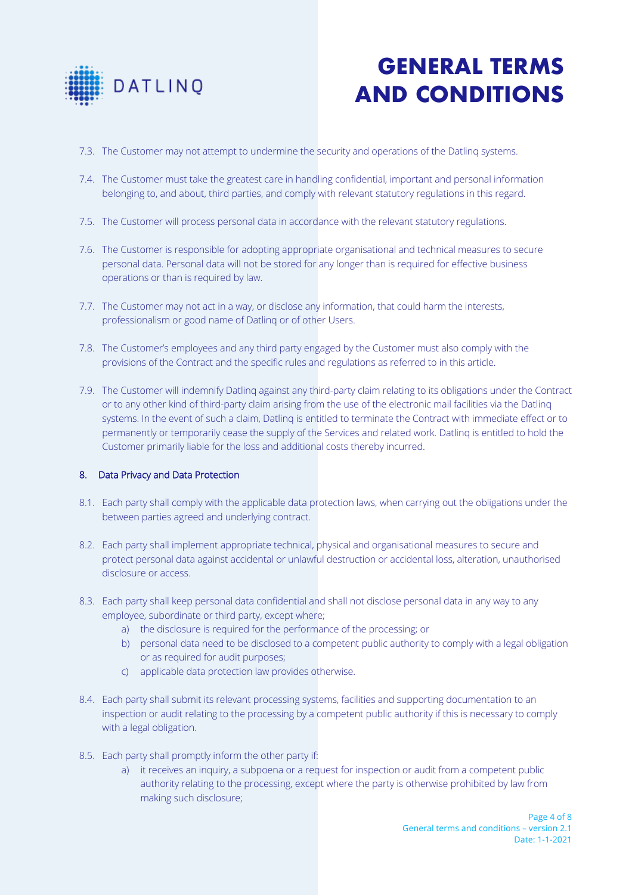7.3. The Customer may not attempt to undermine the security and operations of the Datlinq systems.

7.4. The Customer must take the greatest care in handling confidential, important and personal information belonging to, and about, third parties, and comply with relevant statutory regulations in this regard.

7.5. The Customer will process personal data in accordance with the relevant statutory regulations.

7.6. The Customer is responsible for adopting appropriate organisational and technical measures to secure personal data. Personal data will not be stored for any longer than is required for effective business operations or than is required by law.

7.7. The Customer may not act in a way, or disclose any information, that could harm the interests, professionalism or good name of Datlinq or of other Users.

7.8. The Customer's employees and any third party engaged by the Customer must also comply with the provisions of the Contract and the specific rules and regulations as referred to in this article.

7.9. The Customer will indemnify Datlinq against any third-party claim relating to its obligations under the Contract or to any other kind of third-party claim arising from the use of the electronic mail facilities via the Datlinq systems. In the event of such a claim, Datlinq is entitled to terminate the Contract with immediate effect or to permanently or temporarily cease the supply of the Services and related work. Datlinq is entitled to hold the Customer primarily liable for the loss and additional costs thereby incurred.

## 8. Data Privacy and Data Protection

8.1. Each party shall comply with the applicable data protection laws, when carrying out the obligations under the between parties agreed and underlying contract.

8.2. Each party shall implement appropriate technical, physical and organisational measures to secure and protect personal data against accidental or unlawful destruction or accidental loss, alteration, unauthorised disclosure or access.

8.3. Each party shall keep personal data confidential and shall not disclose personal data in any way to any employee, subordinate or third party, except where;

   a) the disclosure is required for the performance of the processing; or
   b) personal data need to be disclosed to a competent public authority to comply with a legal obligation or as required for audit purposes;
   c) applicable data protection law provides otherwise.

8.4. Each party shall submit its relevant processing systems, facilities and supporting documentation to an inspection or audit relating to the processing by a competent public authority if this is necessary to comply with a legal obligation.

8.5. Each party shall promptly inform the other party if:

   a) it receives an inquiry, a subpoena or a request for inspection or audit from a competent public authority relating to the processing, except where the party is otherwise prohibited by law from making such disclosure;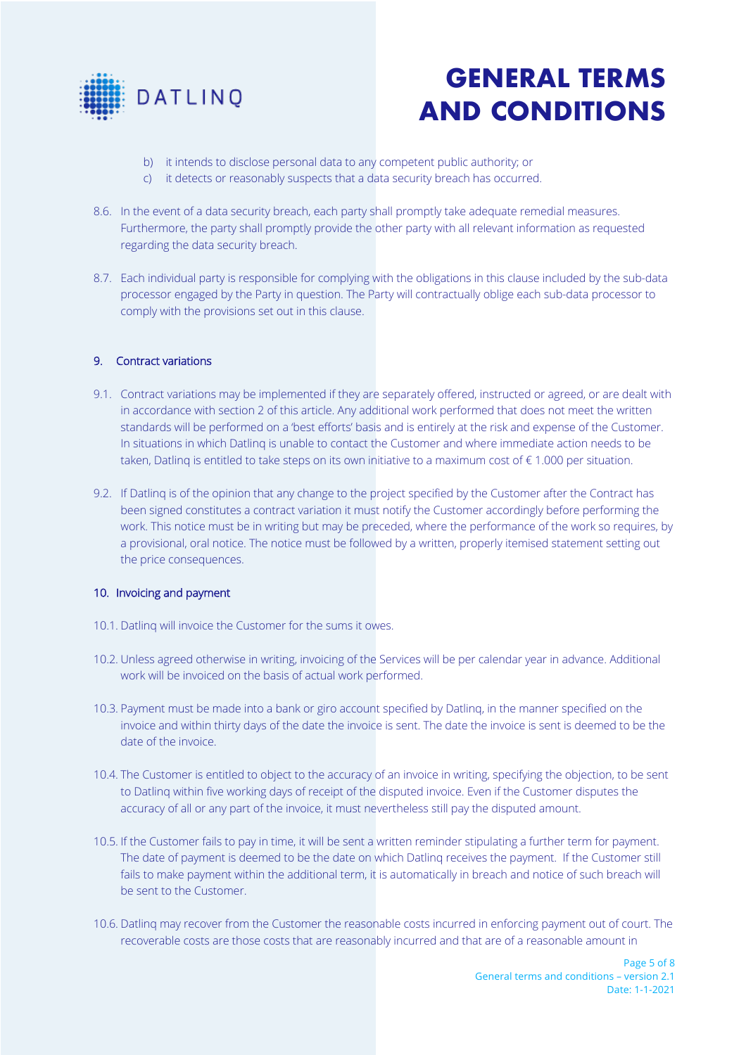b) it intends to disclose personal data to any competent public authority; or
c) it detects or reasonably suspects that a data security breach has occurred.

8.6. In the event of a data security breach, each party shall promptly take adequate remedial measures. Furthermore, the party shall promptly provide the other party with all relevant information as requested regarding the data security breach.

8.7. Each individual party is responsible for complying with the obligations in this clause included by the sub-data processor engaged by the Party in question. The Party will contractually oblige each sub-data processor to comply with the provisions set out in this clause.

## 9. Contract variations

9.1. Contract variations may be implemented if they are separately offered, instructed or agreed, or are dealt with in accordance with section 2 of this article. Any additional work performed that does not meet the written standards will be performed on a 'best efforts' basis and is entirely at the risk and expense of the Customer. In situations in which Datlinq is unable to contact the Customer and where immediate action needs to be taken, Datlinq is entitled to take steps on its own initiative to a maximum cost of € 1.000 per situation.

9.2. If Datlinq is of the opinion that any change to the project specified by the Customer after the Contract has been signed constitutes a contract variation it must notify the Customer accordingly before performing the work. This notice must be in writing but may be preceded, where the performance of the work so requires, by a provisional, oral notice. The notice must be followed by a written, properly itemised statement setting out the price consequences.

## 10. Invoicing and payment

10.1. Datlinq will invoice the Customer for the sums it owes.

10.2. Unless agreed otherwise in writing, invoicing of the Services will be per calendar year in advance. Additional work will be invoiced on the basis of actual work performed.

10.3. Payment must be made into a bank or giro account specified by Datlinq, in the manner specified on the invoice and within thirty days of the date the invoice is sent. The date the invoice is sent is deemed to be the date of the invoice.

10.4. The Customer is entitled to object to the accuracy of an invoice in writing, specifying the objection, to be sent to Datlinq within five working days of receipt of the disputed invoice. Even if the Customer disputes the accuracy of all or any part of the invoice, it must nevertheless still pay the disputed amount.

10.5. If the Customer fails to pay in time, it will be sent a written reminder stipulating a further term for payment. The date of payment is deemed to be the date on which Datlinq receives the payment. If the Customer still fails to make payment within the additional term, it is automatically in breach and notice of such breach will be sent to the Customer.

10.6. Datlinq may recover from the Customer the reasonable costs incurred in enforcing payment out of court. The recoverable costs are those costs that are reasonably incurred and that are of a reasonable amount in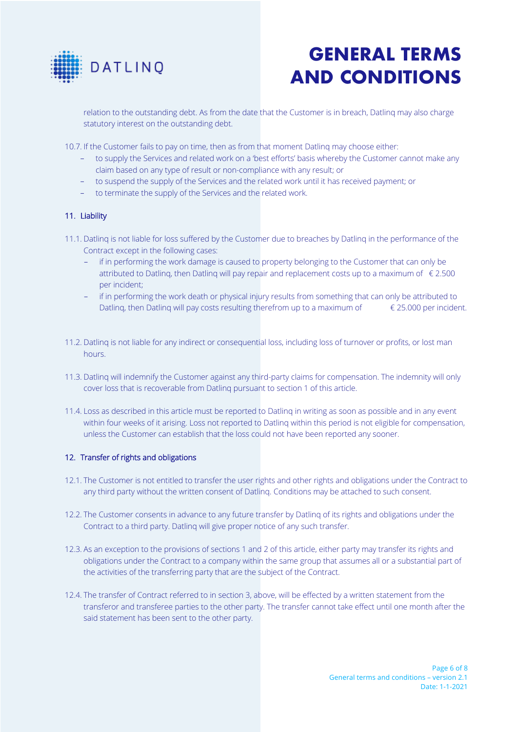relation to the outstanding debt. As from the date that the Customer is in breach, Datlinq may also charge statutory interest on the outstanding debt.

10.7. If the Customer fails to pay on time, then as from that moment Datlinq may choose either:

- to supply the Services and related work on a 'best efforts' basis whereby the Customer cannot make any claim based on any type of result or non-compliance with any result; or
- to suspend the supply of the Services and the related work until it has received payment; or
- to terminate the supply of the Services and the related work.

## 11. Liability

11.1. Datlinq is not liable for loss suffered by the Customer due to breaches by Datlinq in the performance of the Contract except in the following cases:

- if in performing the work damage is caused to property belonging to the Customer that can only be attributed to Datlinq, then Datlinq will pay repair and replacement costs up to a maximum of € 2.500 per incident;
- if in performing the work death or physical injury results from something that can only be attributed to Datlinq, then Datlinq will pay costs resulting therefrom up to a maximum of € 25.000 per incident.

11.2. Datlinq is not liable for any indirect or consequential loss, including loss of turnover or profits, or lost man hours.

11.3. Datlinq will indemnify the Customer against any third-party claims for compensation. The indemnity will only cover loss that is recoverable from Datlinq pursuant to section 1 of this article.

11.4. Loss as described in this article must be reported to Datlinq in writing as soon as possible and in any event within four weeks of it arising. Loss not reported to Datlinq within this period is not eligible for compensation, unless the Customer can establish that the loss could not have been reported any sooner.

## 12. Transfer of rights and obligations

12.1. The Customer is not entitled to transfer the user rights and other rights and obligations under the Contract to any third party without the written consent of Datlinq. Conditions may be attached to such consent.

12.2. The Customer consents in advance to any future transfer by Datlinq of its rights and obligations under the Contract to a third party. Datlinq will give proper notice of any such transfer.

12.3. As an exception to the provisions of sections 1 and 2 of this article, either party may transfer its rights and obligations under the Contract to a company within the same group that assumes all or a substantial part of the activities of the transferring party that are the subject of the Contract.

12.4. The transfer of Contract referred to in section 3, above, will be effected by a written statement from the transferor and transferee parties to the other party. The transfer cannot take effect until one month after the said statement has been sent to the other party.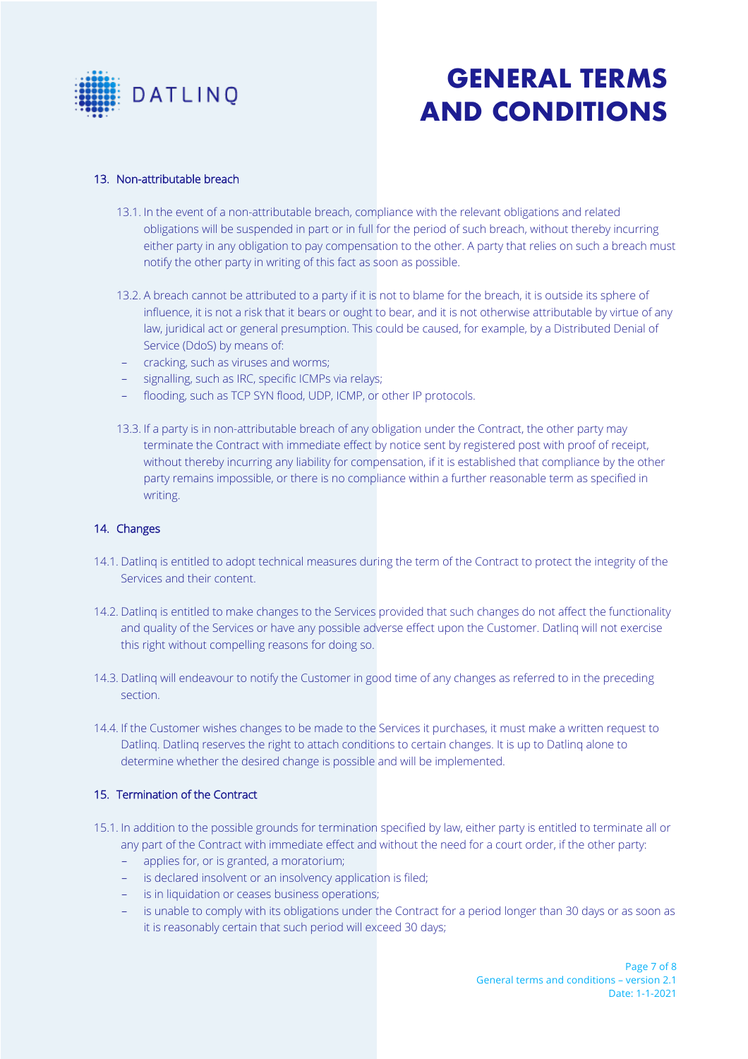## 13. Non-attributable breach

13.1. In the event of a non-attributable breach, compliance with the relevant obligations and related obligations will be suspended in part or in full for the period of such breach, without thereby incurring either party in any obligation to pay compensation to the other. A party that relies on such a breach must notify the other party in writing of this fact as soon as possible.

13.2. A breach cannot be attributed to a party if it is not to blame for the breach, it is outside its sphere of influence, it is not a risk that it bears or ought to bear, and it is not otherwise attributable by virtue of any law, juridical act or general presumption. This could be caused, for example, by a Distributed Denial of Service (DdoS) by means of:

- cracking, such as viruses and worms;
- signalling, such as IRC, specific ICMPs via relays;
- flooding, such as TCP SYN flood, UDP, ICMP, or other IP protocols.

13.3. If a party is in non-attributable breach of any obligation under the Contract, the other party may terminate the Contract with immediate effect by notice sent by registered post with proof of receipt, without thereby incurring any liability for compensation, if it is established that compliance by the other party remains impossible, or there is no compliance within a further reasonable term as specified in writing.

## 14. Changes

14.1. Datlinq is entitled to adopt technical measures during the term of the Contract to protect the integrity of the Services and their content.

14.2. Datlinq is entitled to make changes to the Services provided that such changes do not affect the functionality and quality of the Services or have any possible adverse effect upon the Customer. Datlinq will not exercise this right without compelling reasons for doing so.

14.3. Datlinq will endeavour to notify the Customer in good time of any changes as referred to in the preceding section.

14.4. If the Customer wishes changes to be made to the Services it purchases, it must make a written request to Datlinq. Datlinq reserves the right to attach conditions to certain changes. It is up to Datlinq alone to determine whether the desired change is possible and will be implemented.

## 15. Termination of the Contract

15.1. In addition to the possible grounds for termination specified by law, either party is entitled to terminate all or any part of the Contract with immediate effect and without the need for a court order, if the other party:

- applies for, or is granted, a moratorium;
- is declared insolvent or an insolvency application is filed;
- is in liquidation or ceases business operations;
- is unable to comply with its obligations under the Contract for a period longer than 30 days or as soon as it is reasonably certain that such period will exceed 30 days;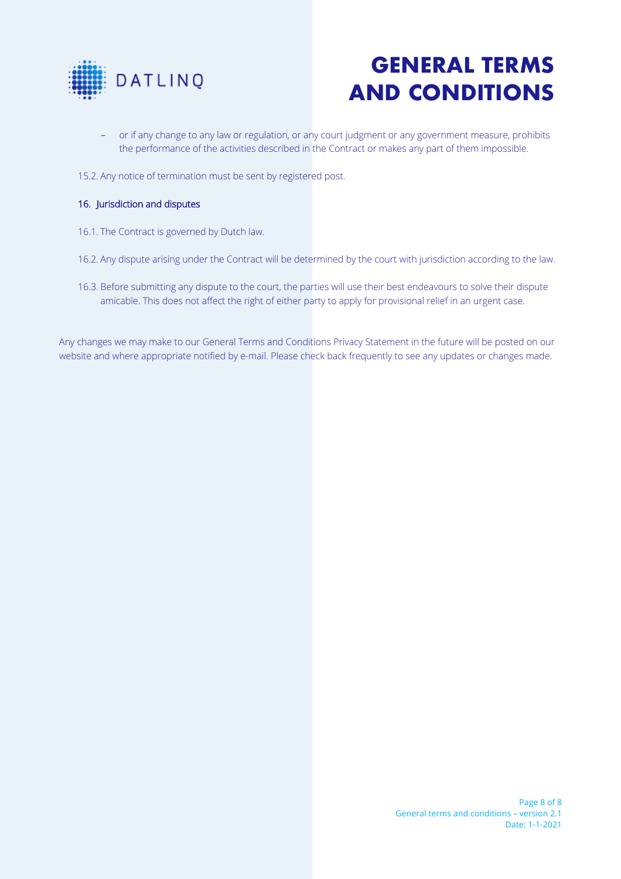- or if any change to any law or regulation, or any court judgment or any government measure, prohibits the performance of the activities described in the Contract or makes any part of them impossible.

15.2. Any notice of termination must be sent by registered post.

## 16. Jurisdiction and disputes

16.1. The Contract is governed by Dutch law.

16.2. Any dispute arising under the Contract will be determined by the court with jurisdiction according to the law.

16.3. Before submitting any dispute to the court, the parties will use their best endeavours to solve their dispute amicable. This does not affect the right of either party to apply for provisional relief in an urgent case.

Any changes we may make to our General Terms and Conditions Privacy Statement in the future will be posted on our website and where appropriate notified by e-mail. Please check back frequently to see any updates or changes made.